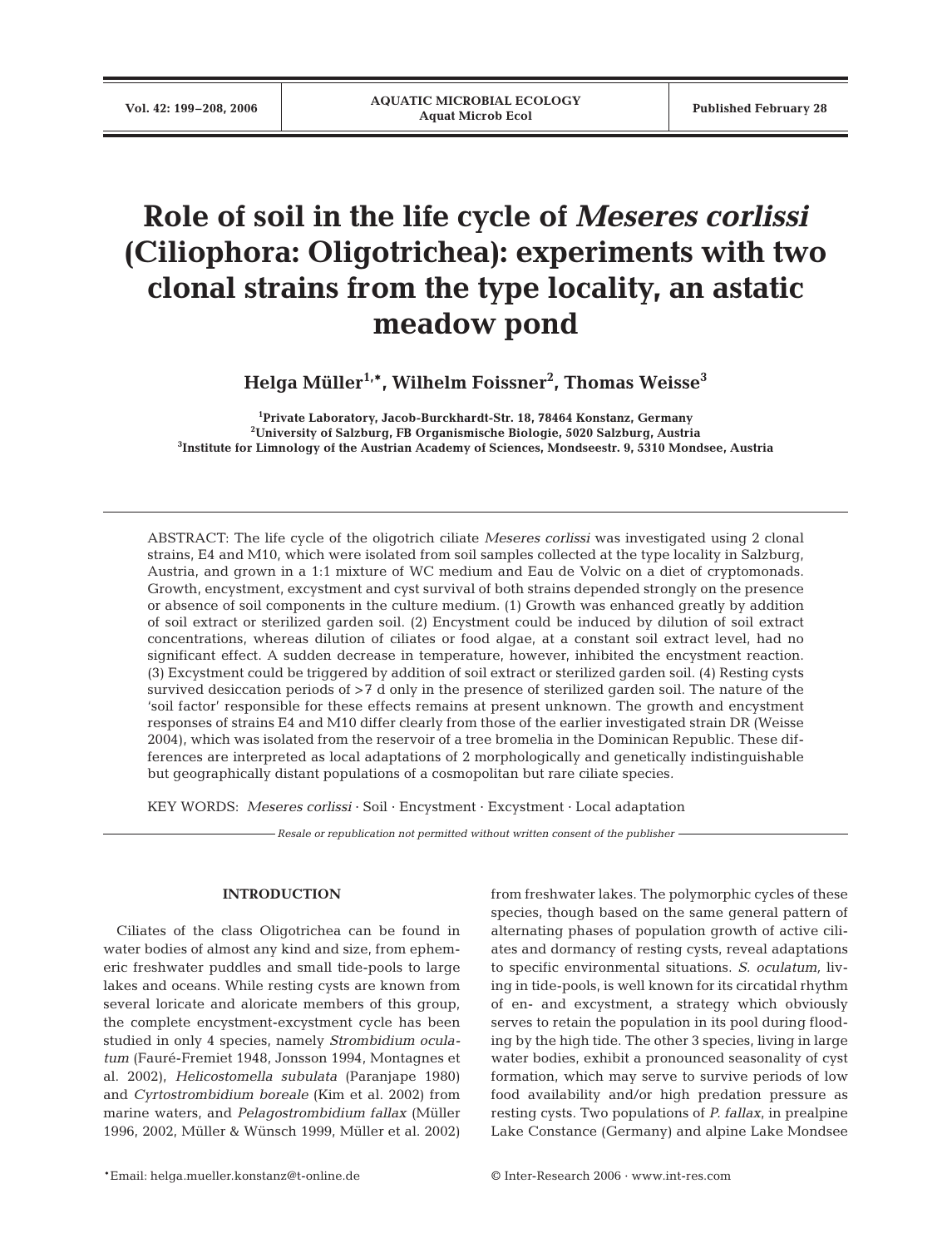# Role of soil in the life cycle of *Meseres corlissi* (Ciliophora: Oligotrichea): experiments with two clonal strains from the type locality, an astatic meadow pond

**Helga Müller[1,*], Wilhelm Foissner[2], Thomas Weisse[3]**

[1]Private Laboratory, Jacob-Burckhardt-Str. 18, 78464 Konstanz, Germany
[2]University of Salzburg, FB Organismische Biologie, 5020 Salzburg, Austria
[3]Institute for Limnology of the Austrian Academy of Sciences, Mondseestr. 9, 5310 Mondsee, Austria

ABSTRACT: The life cycle of the oligotrich ciliate *Meseres corlissi* was investigated using 2 clonal strains, E4 and M10, which were isolated from soil samples collected at the type locality in Salzburg, Austria, and grown in a 1:1 mixture of WC medium and Eau de Volvic on a diet of cryptomonads. Growth, encystment, excystment and cyst survival of both strains depended strongly on the presence or absence of soil components in the culture medium. (1) Growth was enhanced greatly by addition of soil extract or sterilized garden soil. (2) Encystment could be induced by dilution of soil extract concentrations, whereas dilution of ciliates or food algae, at a constant soil extract level, had no significant effect. A sudden decrease in temperature, however, inhibited the encystment reaction. (3) Excystment could be triggered by addition of soil extract or sterilized garden soil. (4) Resting cysts survived desiccation periods of >7 d only in the presence of sterilized garden soil. The nature of the 'soil factor' responsible for these effects remains at present unknown. The growth and encystment responses of strains E4 and M10 differ clearly from those of the earlier investigated strain DR (Weisse 2004), which was isolated from the reservoir of a tree bromelia in the Dominican Republic. These differences are interpreted as local adaptations of 2 morphologically and genetically indistinguishable but geographically distant populations of a cosmopolitan but rare ciliate species.

KEY WORDS: *Meseres corlissi* · Soil · Encystment · Excystment · Local adaptation

*Resale or republication not permitted without written consent of the publisher*

## INTRODUCTION

Ciliates of the class Oligotrichea can be found in water bodies of almost any kind and size, from ephemeric freshwater puddles and small tide-pools to large lakes and oceans. While resting cysts are known from several loricate and aloricate members of this group, the complete encystment-excystment cycle has been studied in only 4 species, namely *Strombidium oculatum* (Fauré-Fremiet 1948, Jonsson 1994, Montagnes et al. 2002), *Helicostomella subulata* (Paranjape 1980) and *Cyrtostrombidium boreale* (Kim et al. 2002) from marine waters, and *Pelagostrombidium fallax* (Müller 1996, 2002, Müller & Wünsch 1999, Müller et al. 2002) from freshwater lakes. The polymorphic cycles of these species, though based on the same general pattern of alternating phases of population growth of active ciliates and dormancy of resting cysts, reveal adaptations to specific environmental situations. *S. oculatum,* living in tide-pools, is well known for its circatidal rhythm of en- and excystment, a strategy which obviously serves to retain the population in its pool during flooding by the high tide. The other 3 species, living in large water bodies, exhibit a pronounced seasonality of cyst formation, which may serve to survive periods of low food availability and/or high predation pressure as resting cysts. Two populations of *P. fallax*, in prealpine Lake Constance (Germany) and alpine Lake Mondsee

*Email: helga.mueller.konstanz@t-online.de

© Inter-Research 2006 · www.int-res.com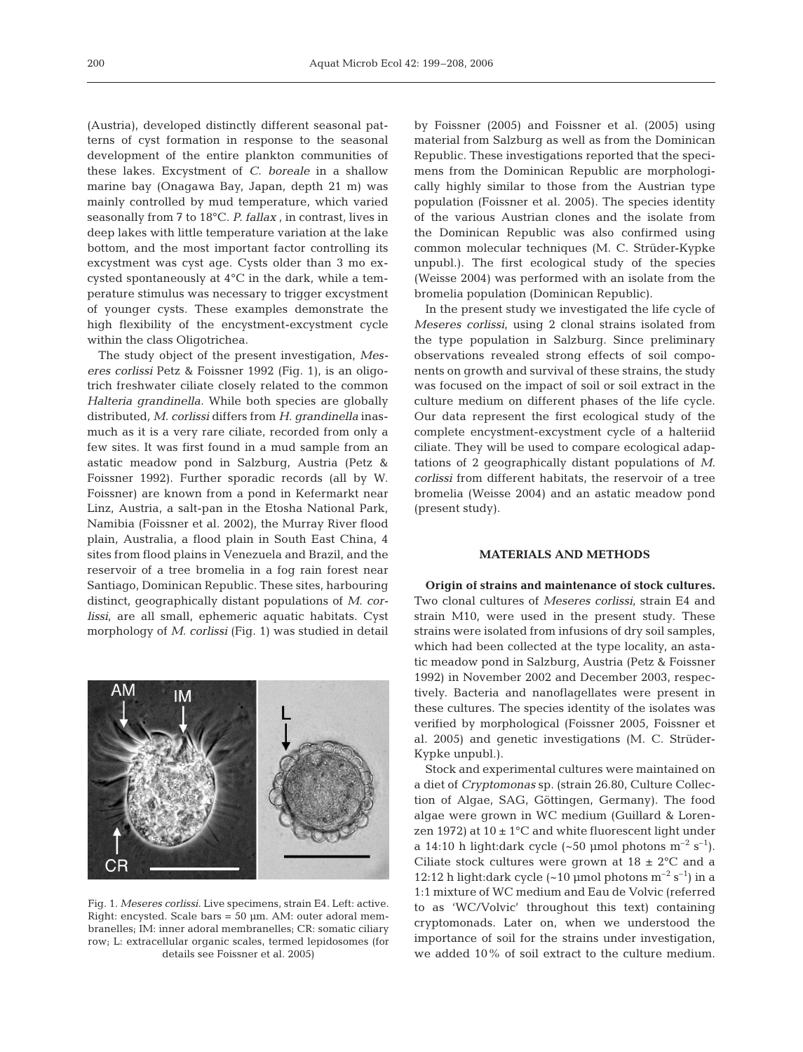(Austria), developed distinctly different seasonal patterns of cyst formation in response to the seasonal development of the entire plankton communities of these lakes. Excystment of *C. boreale* in a shallow marine bay (Onagawa Bay, Japan, depth 21 m) was mainly controlled by mud temperature, which varied seasonally from 7 to 18°C. *P. fallax*, in contrast, lives in deep lakes with little temperature variation at the lake bottom, and the most important factor controlling its excystment was cyst age. Cysts older than 3 mo excysted spontaneously at 4°C in the dark, while a temperature stimulus was necessary to trigger excystment of younger cysts. These examples demonstrate the high flexibility of the encystment-excystment cycle within the class Oligotrichea.

The study object of the present investigation, *Meseres corlissi* Petz & Foissner 1992 (Fig. 1), is an oligotrich freshwater ciliate closely related to the common *Halteria grandinella*. While both species are globally distributed, *M. corlissi* differs from *H. grandinella* inasmuch as it is a very rare ciliate, recorded from only a few sites. It was first found in a mud sample from an astatic meadow pond in Salzburg, Austria (Petz & Foissner 1992). Further sporadic records (all by W. Foissner) are known from a pond in Kefermarkt near Linz, Austria, a salt-pan in the Etosha National Park, Namibia (Foissner et al. 2002), the Murray River flood plain, Australia, a flood plain in South East China, 4 sites from flood plains in Venezuela and Brazil, and the reservoir of a tree bromelia in a fog rain forest near Santiago, Dominican Republic. These sites, harbouring distinct, geographically distant populations of *M. corlissi*, are all small, ephemeric aquatic habitats. Cyst morphology of *M. corlissi* (Fig. 1) was studied in detail by Foissner (2005) and Foissner et al. (2005) using material from Salzburg as well as from the Dominican Republic. These investigations reported that the specimens from the Dominican Republic are morphologically highly similar to those from the Austrian type population (Foissner et al. 2005). The species identity of the various Austrian clones and the isolate from the Dominican Republic was also confirmed using common molecular techniques (M. C. Strüder-Kypke unpubl.). The first ecological study of the species (Weisse 2004) was performed with an isolate from the bromelia population (Dominican Republic).

Fig. 1. *Meseres corlissi*. Live specimens, strain E4. Left: active. Right: encysted. Scale bars = 50 µm. AM: outer adoral membranelles; IM: inner adoral membranelles; CR: somatic ciliary row; L: extracellular organic scales, termed lepidosomes (for details see Foissner et al. 2005)

In the present study we investigated the life cycle of *Meseres corlissi*, using 2 clonal strains isolated from the type population in Salzburg. Since preliminary observations revealed strong effects of soil components on growth and survival of these strains, the study was focused on the impact of soil or soil extract in the culture medium on different phases of the life cycle. Our data represent the first ecological study of the complete encystment-excystment cycle of a halteriid ciliate. They will be used to compare ecological adaptations of 2 geographically distant populations of *M. corlissi* from different habitats, the reservoir of a tree bromelia (Weisse 2004) and an astatic meadow pond (present study).

## MATERIALS AND METHODS

**Origin of strains and maintenance of stock cultures.** Two clonal cultures of *Meseres corlissi*, strain E4 and strain M10, were used in the present study. These strains were isolated from infusions of dry soil samples, which had been collected at the type locality, an astatic meadow pond in Salzburg, Austria (Petz & Foissner 1992) in November 2002 and December 2003, respectively. Bacteria and nanoflagellates were present in these cultures. The species identity of the isolates was verified by morphological (Foissner 2005, Foissner et al. 2005) and genetic investigations (M. C. Strüder-Kypke unpubl.).

Stock and experimental cultures were maintained on a diet of *Cryptomonas* sp. (strain 26.80, Culture Collection of Algae, SAG, Göttingen, Germany). The food algae were grown in WC medium (Guillard & Lorenzen 1972) at 10 ± 1°C and white fluorescent light under a 14:10 h light:dark cycle (~50 µmol photons $m^{-2}$ $s^{-1}$). Ciliate stock cultures were grown at 18 ± 2°C and a 12:12 h light:dark cycle (~10 µmol photons $m^{-2}$ $s^{-1}$) in a 1:1 mixture of WC medium and Eau de Volvic (referred to as 'WC/Volvic' throughout this text) containing cryptomonads. Later on, when we understood the importance of soil for the strains under investigation, we added 10% of soil extract to the culture medium.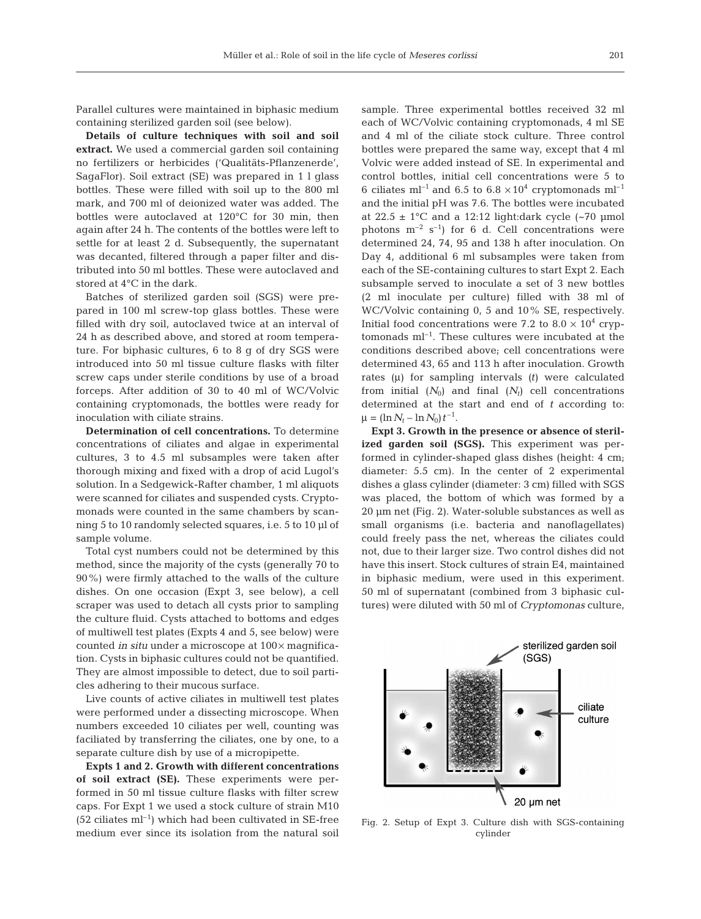Parallel cultures were maintained in biphasic medium containing sterilized garden soil (see below).

**Details of culture techniques with soil and soil extract.** We used a commercial garden soil containing no fertilizers or herbicides ('Qualitäts-Pflanzenerde', SagaFlor). Soil extract (SE) was prepared in 1 l glass bottles. These were filled with soil up to the 800 ml mark, and 700 ml of deionized water was added. The bottles were autoclaved at 120°C for 30 min, then again after 24 h. The contents of the bottles were left to settle for at least 2 d. Subsequently, the supernatant was decanted, filtered through a paper filter and distributed into 50 ml bottles. These were autoclaved and stored at 4°C in the dark.

Batches of sterilized garden soil (SGS) were prepared in 100 ml screw-top glass bottles. These were filled with dry soil, autoclaved twice at an interval of 24 h as described above, and stored at room temperature. For biphasic cultures, 6 to 8 g of dry SGS were introduced into 50 ml tissue culture flasks with filter screw caps under sterile conditions by use of a broad forceps. After addition of 30 to 40 ml of WC/Volvic containing cryptomonads, the bottles were ready for inoculation with ciliate strains.

**Determination of cell concentrations.** To determine concentrations of ciliates and algae in experimental cultures, 3 to 4.5 ml subsamples were taken after thorough mixing and fixed with a drop of acid Lugol's solution. In a Sedgewick-Rafter chamber, 1 ml aliquots were scanned for ciliates and suspended cysts. Cryptomonads were counted in the same chambers by scanning 5 to 10 randomly selected squares, i.e. 5 to 10 µl of sample volume.

Total cyst numbers could not be determined by this method, since the majority of the cysts (generally 70 to 90%) were firmly attached to the walls of the culture dishes. On one occasion (Expt 3, see below), a cell scraper was used to detach all cysts prior to sampling the culture fluid. Cysts attached to bottoms and edges of multiwell test plates (Expts 4 and 5, see below) were counted *in situ* under a microscope at 100× magnification. Cysts in biphasic cultures could not be quantified. They are almost impossible to detect, due to soil particles adhering to their mucous surface.

Live counts of active ciliates in multiwell test plates were performed under a dissecting microscope. When numbers exceeded 10 ciliates per well, counting was faciliated by transferring the ciliates, one by one, to a separate culture dish by use of a micropipette.

**Expts 1 and 2. Growth with different concentrations of soil extract (SE).** These experiments were performed in 50 ml tissue culture flasks with filter screw caps. For Expt 1 we used a stock culture of strain M10 (52 ciliates ml$^{-1}$) which had been cultivated in SE-free medium ever since its isolation from the natural soil sample. Three experimental bottles received 32 ml each of WC/Volvic containing cryptomonads, 4 ml SE and 4 ml of the ciliate stock culture. Three control bottles were prepared the same way, except that 4 ml Volvic were added instead of SE. In experimental and control bottles, initial cell concentrations were 5 to 6 ciliates ml$^{-1}$ and 6.5 to 6.8 $\times 10^4$ cryptomonads ml$^{-1}$ and the initial pH was 7.6. The bottles were incubated at 22.5 ± 1°C and a 12:12 light:dark cycle (~70 µmol photons m$^{-2}$ s$^{-1}$) for 6 d. Cell concentrations were determined 24, 74, 95 and 138 h after inoculation. On Day 4, additional 6 ml subsamples were taken from each of the SE-containing cultures to start Expt 2. Each subsample served to inoculate a set of 3 new bottles (2 ml inoculate per culture) filled with 38 ml of WC/Volvic containing 0, 5 and 10% SE, respectively. Initial food concentrations were 7.2 to 8.0 $\times$ 10$^4$ cryptomonads ml$^{-1}$. These cultures were incubated at the conditions described above; cell concentrations were determined 43, 65 and 113 h after inoculation. Growth rates (µ) for sampling intervals (*t*) were calculated from initial ($N_0$) and final ($N_t$) cell concentrations determined at the start and end of *t* according to: $\mu = (\ln N_t - \ln N_0)\, t^{-1}$.

**Expt 3. Growth in the presence or absence of sterilized garden soil (SGS).** This experiment was performed in cylinder-shaped glass dishes (height: 4 cm; diameter: 5.5 cm). In the center of 2 experimental dishes a glass cylinder (diameter: 3 cm) filled with SGS was placed, the bottom of which was formed by a 20 µm net (Fig. 2). Water-soluble substances as well as small organisms (i.e. bacteria and nanoflagellates) could freely pass the net, whereas the ciliates could not, due to their larger size. Two control dishes did not have this insert. Stock cultures of strain E4, maintained in biphasic medium, were used in this experiment. 50 ml of supernatant (combined from 3 biphasic cultures) were diluted with 50 ml of *Cryptomonas* culture,

Fig. 2. Setup of Expt 3. Culture dish with SGS-containing cylinder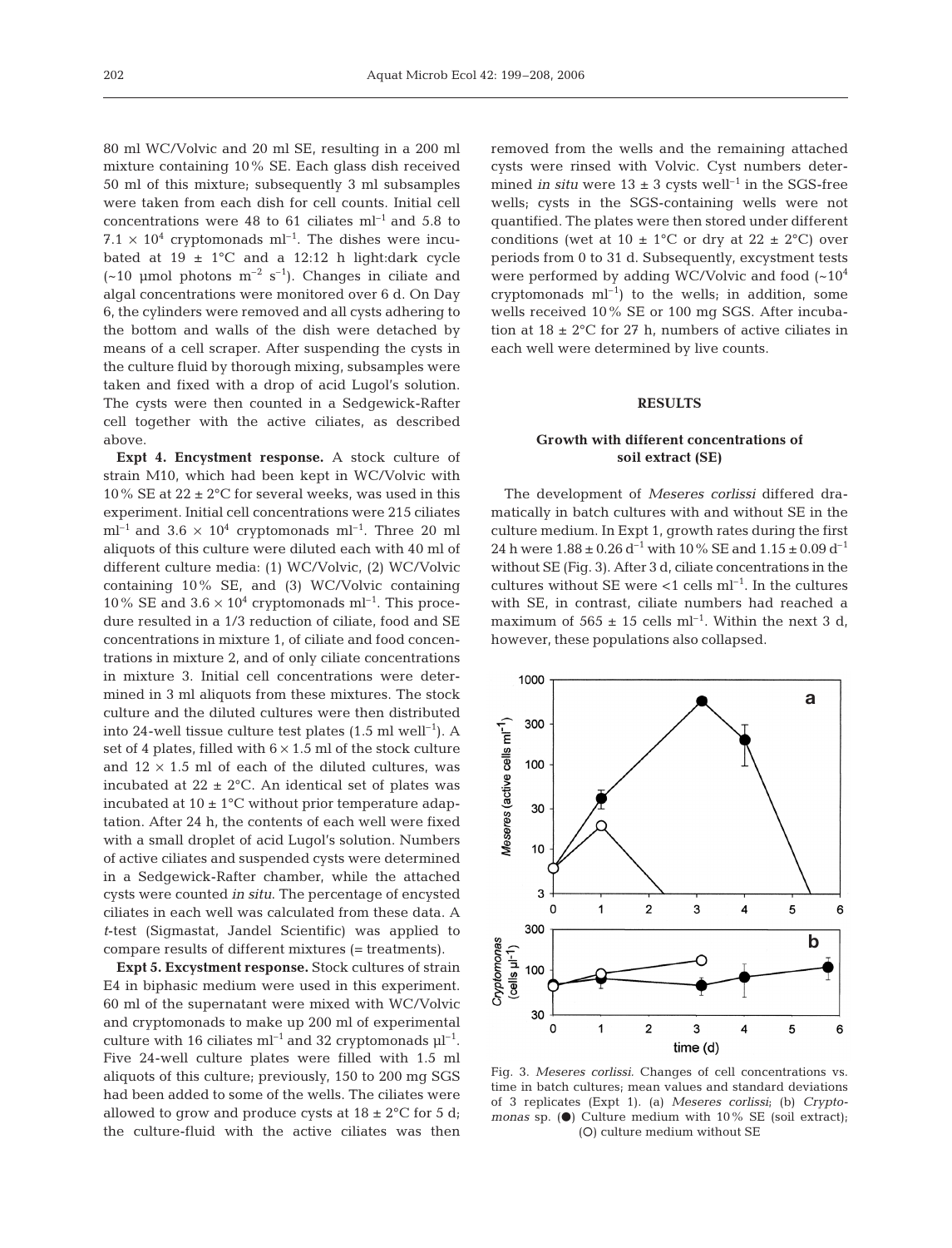80 ml WC/Volvic and 20 ml SE, resulting in a 200 ml mixture containing 10% SE. Each glass dish received 50 ml of this mixture; subsequently 3 ml subsamples were taken from each dish for cell counts. Initial cell concentrations were 48 to 61 ciliates ml$^{-1}$ and 5.8 to $7.1 \times 10^4$ cryptomonads ml$^{-1}$. The dishes were incubated at 19 ± 1°C and a 12:12 h light:dark cycle (~10 µmol photons m$^{-2}$ s$^{-1}$). Changes in ciliate and algal concentrations were monitored over 6 d. On Day 6, the cylinders were removed and all cysts adhering to the bottom and walls of the dish were detached by means of a cell scraper. After suspending the cysts in the culture fluid by thorough mixing, subsamples were taken and fixed with a drop of acid Lugol's solution. The cysts were then counted in a Sedgewick-Rafter cell together with the active ciliates, as described above.

**Expt 4. Encystment response.** A stock culture of strain M10, which had been kept in WC/Volvic with 10% SE at 22 ± 2°C for several weeks, was used in this experiment. Initial cell concentrations were 215 ciliates ml$^{-1}$ and $3.6 \times 10^4$ cryptomonads ml$^{-1}$. Three 20 ml aliquots of this culture were diluted each with 40 ml of different culture media: (1) WC/Volvic, (2) WC/Volvic containing 10% SE, and (3) WC/Volvic containing 10% SE and $3.6 \times 10^4$ cryptomonads ml$^{-1}$. This procedure resulted in a 1/3 reduction of ciliate, food and SE concentrations in mixture 1, of ciliate and food concentrations in mixture 2, and of only ciliate concentrations in mixture 3. Initial cell concentrations were determined in 3 ml aliquots from these mixtures. The stock culture and the diluted cultures were then distributed into 24-well tissue culture test plates (1.5 ml well$^{-1}$). A set of 4 plates, filled with $6 \times 1.5$ ml of the stock culture and $12 \times 1.5$ ml of each of the diluted cultures, was incubated at 22 ± 2°C. An identical set of plates was incubated at 10 ± 1°C without prior temperature adaptation. After 24 h, the contents of each well were fixed with a small droplet of acid Lugol's solution. Numbers of active ciliates and suspended cysts were determined in a Sedgewick-Rafter chamber, while the attached cysts were counted *in situ*. The percentage of encysted ciliates in each well was calculated from these data. A *t*-test (Sigmastat, Jandel Scientific) was applied to compare results of different mixtures (= treatments).

**Expt 5. Excystment response.** Stock cultures of strain E4 in biphasic medium were used in this experiment. 60 ml of the supernatant were mixed with WC/Volvic and cryptomonads to make up 200 ml of experimental culture with 16 ciliates ml$^{-1}$ and 32 cryptomonads µl$^{-1}$. Five 24-well culture plates were filled with 1.5 ml aliquots of this culture; previously, 150 to 200 mg SGS had been added to some of the wells. The ciliates were allowed to grow and produce cysts at 18 ± 2°C for 5 d; the culture-fluid with the active ciliates was then removed from the wells and the remaining attached cysts were rinsed with Volvic. Cyst numbers determined *in situ* were 13 ± 3 cysts well$^{-1}$ in the SGS-free wells; cysts in the SGS-containing wells were not quantified. The plates were then stored under different conditions (wet at 10 ± 1°C or dry at 22 ± 2°C) over periods from 0 to 31 d. Subsequently, excystment tests were performed by adding WC/Volvic and food (~$10^4$ cryptomonads ml$^{-1}$) to the wells; in addition, some wells received 10% SE or 100 mg SGS. After incubation at 18 ± 2°C for 27 h, numbers of active ciliates in each well were determined by live counts.

## RESULTS

### Growth with different concentrations of soil extract (SE)

The development of *Meseres corlissi* differed dramatically in batch cultures with and without SE in the culture medium. In Expt 1, growth rates during the first 24 h were 1.88 ± 0.26 d$^{-1}$ with 10% SE and 1.15 ± 0.09 d$^{-1}$ without SE (Fig. 3). After 3 d, ciliate concentrations in the cultures without SE were <1 cells ml$^{-1}$. In the cultures with SE, in contrast, ciliate numbers had reached a maximum of 565 ± 15 cells ml$^{-1}$. Within the next 3 d, however, these populations also collapsed.

Fig. 3. *Meseres corlissi*. Changes of cell concentrations vs. time in batch cultures; mean values and standard deviations of 3 replicates (Expt 1). (a) *Meseres corlissi*; (b) *Cryptomonas* sp. (●) Culture medium with 10% SE (soil extract); (○) culture medium without SE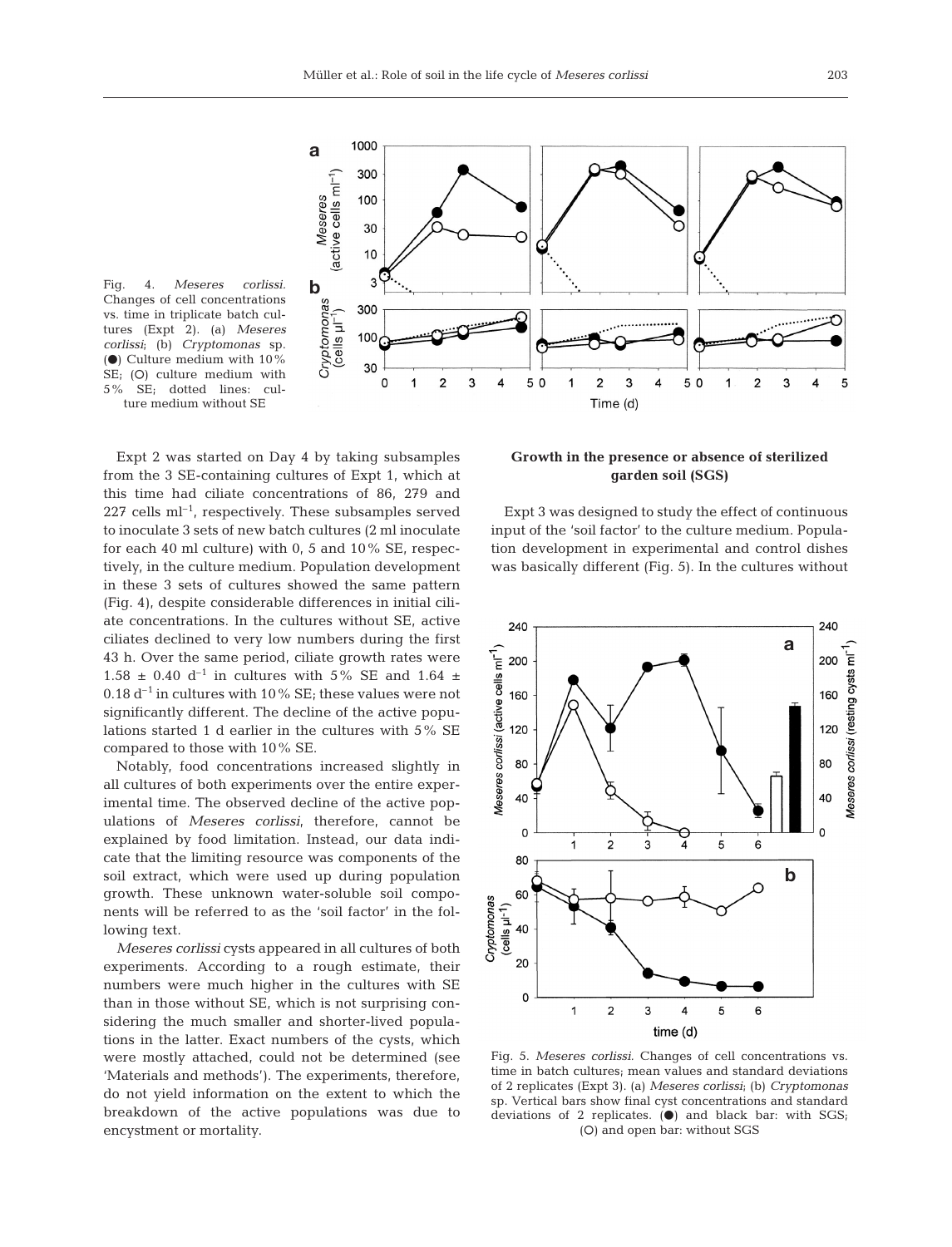Fig. 4. *Meseres corlissi.* Changes of cell concentrations vs. time in triplicate batch cultures (Expt 2). (a) *Meseres corlissi*; (b) *Cryptomonas* sp. (●) Culture medium with 10% SE; (○) culture medium with 5% SE; dotted lines: culture medium without SE

Expt 2 was started on Day 4 by taking subsamples from the 3 SE-containing cultures of Expt 1, which at this time had ciliate concentrations of 86, 279 and 227 cells $ml^{-1}$, respectively. These subsamples served to inoculate 3 sets of new batch cultures (2 ml inoculate for each 40 ml culture) with 0, 5 and 10% SE, respectively, in the culture medium. Population development in these 3 sets of cultures showed the same pattern (Fig. 4), despite considerable differences in initial ciliate concentrations. In the cultures without SE, active ciliates declined to very low numbers during the first 43 h. Over the same period, ciliate growth rates were $1.58 \pm 0.40$ $d^{-1}$ in cultures with 5% SE and $1.64 \pm 0.18$ $d^{-1}$ in cultures with 10% SE; these values were not significantly different. The decline of the active populations started 1 d earlier in the cultures with 5% SE compared to those with 10% SE.

Notably, food concentrations increased slightly in all cultures of both experiments over the entire experimental time. The observed decline of the active populations of *Meseres corlissi*, therefore, cannot be explained by food limitation. Instead, our data indicate that the limiting resource was components of the soil extract, which were used up during population growth. These unknown water-soluble soil components will be referred to as the 'soil factor' in the following text.

*Meseres corlissi* cysts appeared in all cultures of both experiments. According to a rough estimate, their numbers were much higher in the cultures with SE than in those without SE, which is not surprising considering the much smaller and shorter-lived populations in the latter. Exact numbers of the cysts, which were mostly attached, could not be determined (see 'Materials and methods'). The experiments, therefore, do not yield information on the extent to which the breakdown of the active populations was due to encystment or mortality.

### Growth in the presence or absence of sterilized garden soil (SGS)

Expt 3 was designed to study the effect of continuous input of the 'soil factor' to the culture medium. Population development in experimental and control dishes was basically different (Fig. 5). In the cultures without

Fig. 5. *Meseres corlissi*. Changes of cell concentrations vs. time in batch cultures; mean values and standard deviations of 2 replicates (Expt 3). (a) *Meseres corlissi*; (b) *Cryptomonas* sp. Vertical bars show final cyst concentrations and standard deviations of 2 replicates. (●) and black bar: with SGS; (○) and open bar: without SGS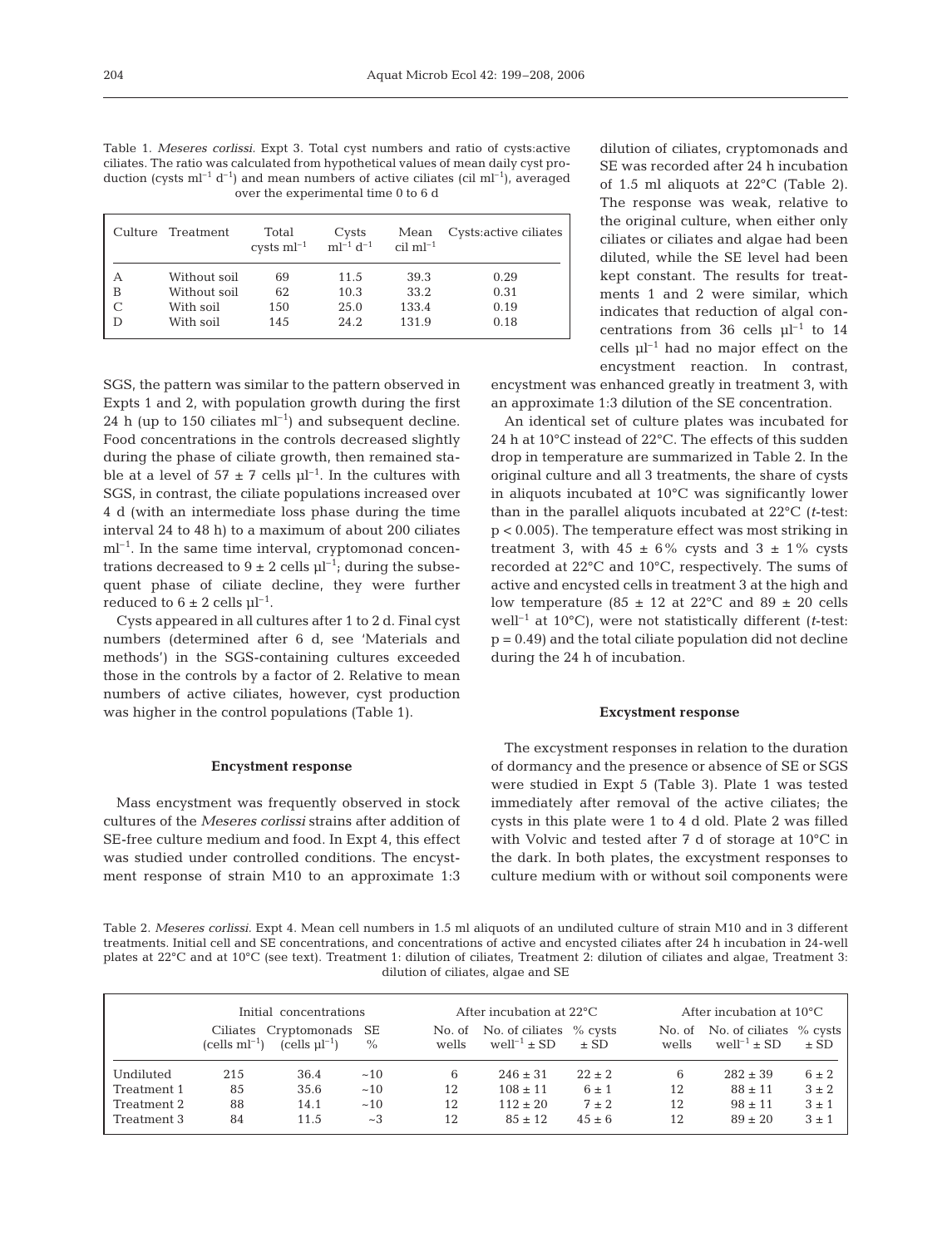Table 1. *Meseres corlissi*. Expt 3. Total cyst numbers and ratio of cysts:active ciliates. The ratio was calculated from hypothetical values of mean daily cyst production (cysts ml$^{-1}$ d$^{-1}$) and mean numbers of active ciliates (cil ml$^{-1}$), averaged over the experimental time 0 to 6 d

| Culture | Treatment | Total cysts ml$^{-1}$ | Cysts ml$^{-1}$ d$^{-1}$ | Mean cil ml$^{-1}$ | Cysts:active ciliates |
|---|---|---|---|---|---|
| A | Without soil | 69 | 11.5 | 39.3 | 0.29 |
| B | Without soil | 62 | 10.3 | 33.2 | 0.31 |
| C | With soil | 150 | 25.0 | 133.4 | 0.19 |
| D | With soil | 145 | 24.2 | 131.9 | 0.18 |

SGS, the pattern was similar to the pattern observed in Expts 1 and 2, with population growth during the first 24 h (up to 150 ciliates ml$^{-1}$) and subsequent decline. Food concentrations in the controls decreased slightly during the phase of ciliate growth, then remained stable at a level of $57 \pm 7$ cells µl$^{-1}$. In the cultures with SGS, in contrast, the ciliate populations increased over 4 d (with an intermediate loss phase during the time interval 24 to 48 h) to a maximum of about 200 ciliates ml$^{-1}$. In the same time interval, cryptomonad concentrations decreased to $9 \pm 2$ cells µl$^{-1}$; during the subsequent phase of ciliate decline, they were further reduced to $6 \pm 2$ cells µl$^{-1}$.

Cysts appeared in all cultures after 1 to 2 d. Final cyst numbers (determined after 6 d, see 'Materials and methods') in the SGS-containing cultures exceeded those in the controls by a factor of 2. Relative to mean numbers of active ciliates, however, cyst production was higher in the control populations (Table 1).

## Encystment response

Mass encystment was frequently observed in stock cultures of the *Meseres corlissi* strains after addition of SE-free culture medium and food. In Expt 4, this effect was studied under controlled conditions. The encystment response of strain M10 to an approximate 1:3 dilution of ciliates, cryptomonads and SE was recorded after 24 h incubation of 1.5 ml aliquots at 22°C (Table 2). The response was weak, relative to the original culture, when either only ciliates or ciliates and algae had been diluted, while the SE level had been kept constant. The results for treatments 1 and 2 were similar, which indicates that reduction of algal concentrations from 36 cells µl$^{-1}$ to 14 cells µl$^{-1}$ had no major effect on the encystment reaction. In contrast, encystment was enhanced greatly in treatment 3, with an approximate 1:3 dilution of the SE concentration.

An identical set of culture plates was incubated for 24 h at 10°C instead of 22°C. The effects of this sudden drop in temperature are summarized in Table 2. In the original culture and all 3 treatments, the share of cysts in aliquots incubated at 10°C was significantly lower than in the parallel aliquots incubated at 22°C (*t*-test: $p < 0.005$). The temperature effect was most striking in treatment 3, with $45 \pm 6\%$ cysts and $3 \pm 1\%$ cysts recorded at 22°C and 10°C, respectively. The sums of active and encysted cells in treatment 3 at the high and low temperature ($85 \pm 12$ at 22°C and $89 \pm 20$ cells well$^{-1}$ at 10°C), were not statistically different (*t*-test: $p = 0.49$) and the total ciliate population did not decline during the 24 h of incubation.

## Excystment response

The excystment responses in relation to the duration of dormancy and the presence or absence of SE or SGS were studied in Expt 5 (Table 3). Plate 1 was tested immediately after removal of the active ciliates; the cysts in this plate were 1 to 4 d old. Plate 2 was filled with Volvic and tested after 7 d of storage at 10°C in the dark. In both plates, the excystment responses to culture medium with or without soil components were

Table 2. *Meseres corlissi*. Expt 4. Mean cell numbers in 1.5 ml aliquots of an undiluted culture of strain M10 and in 3 different treatments. Initial cell and SE concentrations, and concentrations of active and encysted ciliates after 24 h incubation in 24-well plates at 22°C and at 10°C (see text). Treatment 1: dilution of ciliates, Treatment 2: dilution of ciliates and algae, Treatment 3: dilution of ciliates, algae and SE

| | Initial concentrations | | | After incubation at 22°C | | | After incubation at 10°C | | |
|---|---|---|---|---|---|---|---|---|---|
| | Ciliates (cells ml$^{-1}$) | Cryptomonads (cells µl$^{-1}$) | SE % | No. of wells | No. of ciliates well$^{-1}$ ± SD | % cysts ± SD | No. of wells | No. of ciliates well$^{-1}$ ± SD | % cysts ± SD |
| Undiluted | 215 | 36.4 | ~10 | 6 | 246 ± 31 | 22 ± 2 | 6 | 282 ± 39 | 6 ± 2 |
| Treatment 1 | 85 | 35.6 | ~10 | 12 | 108 ± 11 | 6 ± 1 | 12 | 88 ± 11 | 3 ± 2 |
| Treatment 2 | 88 | 14.1 | ~10 | 12 | 112 ± 20 | 7 ± 2 | 12 | 98 ± 11 | 3 ± 1 |
| Treatment 3 | 84 | 11.5 | ~3 | 12 | 85 ± 12 | 45 ± 6 | 12 | 89 ± 20 | 3 ± 1 |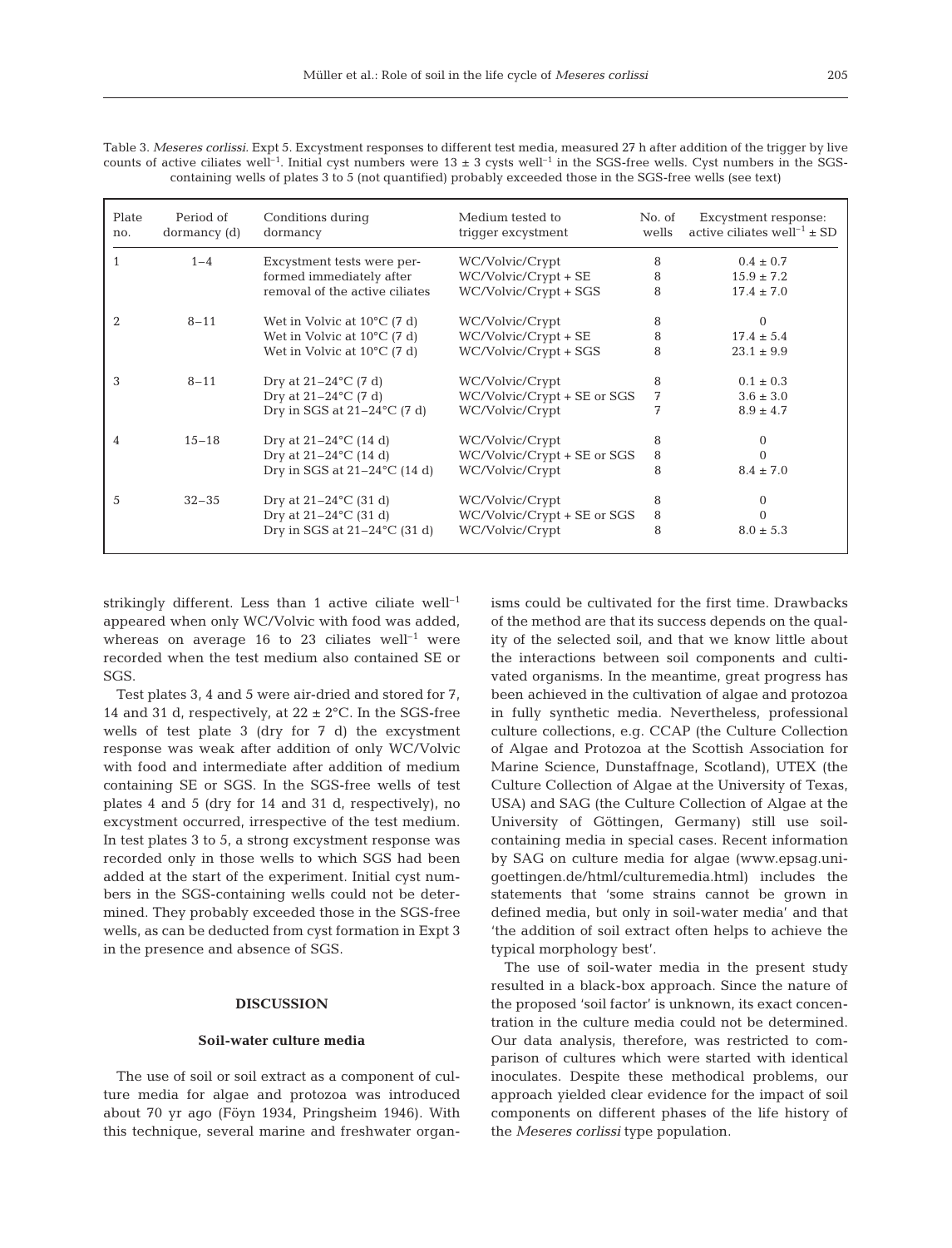Table 3. *Meseres corlissi*. Expt 5. Excystment responses to different test media, measured 27 h after addition of the trigger by live counts of active ciliates well$^{-1}$. Initial cyst numbers were 13 ± 3 cysts well$^{-1}$ in the SGS-free wells. Cyst numbers in the SGS-containing wells of plates 3 to 5 (not quantified) probably exceeded those in the SGS-free wells (see text)

| Plate no. | Period of dormancy (d) | Conditions during dormancy | Medium tested to trigger excystment | No. of wells | Excystment response: active ciliates well$^{-1}$ ± SD |
|---|---|---|---|---|---|
| 1 | 1–4 | Excystment tests were performed immediately after removal of the active ciliates | WC/Volvic/Crypt | 8 | 0.4 ± 0.7 |
| | | | WC/Volvic/Crypt + SE | 8 | 15.9 ± 7.2 |
| | | | WC/Volvic/Crypt + SGS | 8 | 17.4 ± 7.0 |
| 2 | 8–11 | Wet in Volvic at 10°C (7 d) | WC/Volvic/Crypt | 8 | 0 |
| | | Wet in Volvic at 10°C (7 d) | WC/Volvic/Crypt + SE | 8 | 17.4 ± 5.4 |
| | | Wet in Volvic at 10°C (7 d) | WC/Volvic/Crypt + SGS | 8 | 23.1 ± 9.9 |
| 3 | 8–11 | Dry at 21–24°C (7 d) | WC/Volvic/Crypt | 8 | 0.1 ± 0.3 |
| | | Dry at 21–24°C (7 d) | WC/Volvic/Crypt + SE or SGS | 7 | 3.6 ± 3.0 |
| | | Dry in SGS at 21–24°C (7 d) | WC/Volvic/Crypt | 7 | 8.9 ± 4.7 |
| 4 | 15–18 | Dry at 21–24°C (14 d) | WC/Volvic/Crypt | 8 | 0 |
| | | Dry at 21–24°C (14 d) | WC/Volvic/Crypt + SE or SGS | 8 | 0 |
| | | Dry in SGS at 21–24°C (14 d) | WC/Volvic/Crypt | 8 | 8.4 ± 7.0 |
| 5 | 32–35 | Dry at 21–24°C (31 d) | WC/Volvic/Crypt | 8 | 0 |
| | | Dry at 21–24°C (31 d) | WC/Volvic/Crypt + SE or SGS | 8 | 0 |
| | | Dry in SGS at 21–24°C (31 d) | WC/Volvic/Crypt | 8 | 8.0 ± 5.3 |

strikingly different. Less than 1 active ciliate well$^{-1}$ appeared when only WC/Volvic with food was added, whereas on average 16 to 23 ciliates well$^{-1}$ were recorded when the test medium also contained SE or SGS.

Test plates 3, 4 and 5 were air-dried and stored for 7, 14 and 31 d, respectively, at 22 ± 2°C. In the SGS-free wells of test plate 3 (dry for 7 d) the excystment response was weak after addition of only WC/Volvic with food and intermediate after addition of medium containing SE or SGS. In the SGS-free wells of test plates 4 and 5 (dry for 14 and 31 d, respectively), no excystment occurred, irrespective of the test medium. In test plates 3 to 5, a strong excystment response was recorded only in those wells to which SGS had been added at the start of the experiment. Initial cyst numbers in the SGS-containing wells could not be determined. They probably exceeded those in the SGS-free wells, as can be deducted from cyst formation in Expt 3 in the presence and absence of SGS.

## DISCUSSION

### Soil-water culture media

The use of soil or soil extract as a component of culture media for algae and protozoa was introduced about 70 yr ago (Föyn 1934, Pringsheim 1946). With this technique, several marine and freshwater organisms could be cultivated for the first time. Drawbacks of the method are that its success depends on the quality of the selected soil, and that we know little about the interactions between soil components and cultivated organisms. In the meantime, great progress has been achieved in the cultivation of algae and protozoa in fully synthetic media. Nevertheless, professional culture collections, e.g. CCAP (the Culture Collection of Algae and Protozoa at the Scottish Association for Marine Science, Dunstaffnage, Scotland), UTEX (the Culture Collection of Algae at the University of Texas, USA) and SAG (the Culture Collection of Algae at the University of Göttingen, Germany) still use soil-containing media in special cases. Recent information by SAG on culture media for algae (www.epsag.uni-goettingen.de/html/culturemedia.html) includes the statements that 'some strains cannot be grown in defined media, but only in soil-water media' and that 'the addition of soil extract often helps to achieve the typical morphology best'.

The use of soil-water media in the present study resulted in a black-box approach. Since the nature of the proposed 'soil factor' is unknown, its exact concentration in the culture media could not be determined. Our data analysis, therefore, was restricted to comparison of cultures which were started with identical inoculates. Despite these methodical problems, our approach yielded clear evidence for the impact of soil components on different phases of the life history of the *Meseres corlissi* type population.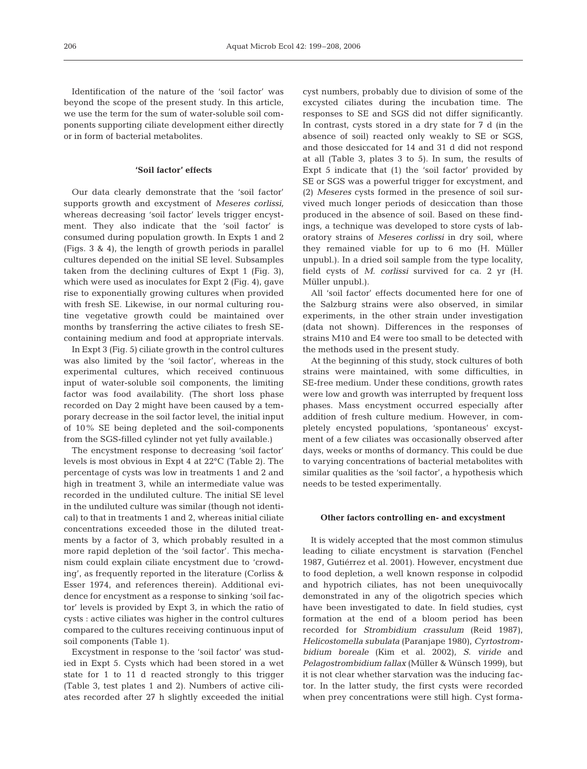Identification of the nature of the 'soil factor' was beyond the scope of the present study. In this article, we use the term for the sum of water-soluble soil components supporting ciliate development either directly or in form of bacterial metabolites.

### 'Soil factor' effects

Our data clearly demonstrate that the 'soil factor' supports growth and excystment of *Meseres corlissi,* whereas decreasing 'soil factor' levels trigger encystment. They also indicate that the 'soil factor' is consumed during population growth. In Expts 1 and 2 (Figs. 3 & 4), the length of growth periods in parallel cultures depended on the initial SE level. Subsamples taken from the declining cultures of Expt 1 (Fig. 3), which were used as inoculates for Expt 2 (Fig. 4), gave rise to exponentially growing cultures when provided with fresh SE. Likewise, in our normal culturing routine vegetative growth could be maintained over months by transferring the active ciliates to fresh SE-containing medium and food at appropriate intervals.

In Expt 3 (Fig. 5) ciliate growth in the control cultures was also limited by the 'soil factor', whereas in the experimental cultures, which received continuous input of water-soluble soil components, the limiting factor was food availability. (The short loss phase recorded on Day 2 might have been caused by a temporary decrease in the soil factor level, the initial input of 10% SE being depleted and the soil-components from the SGS-filled cylinder not yet fully available.)

The encystment response to decreasing 'soil factor' levels is most obvious in Expt 4 at 22°C (Table 2). The percentage of cysts was low in treatments 1 and 2 and high in treatment 3, while an intermediate value was recorded in the undiluted culture. The initial SE level in the undiluted culture was similar (though not identical) to that in treatments 1 and 2, whereas initial ciliate concentrations exceeded those in the diluted treatments by a factor of 3, which probably resulted in a more rapid depletion of the 'soil factor'. This mechanism could explain ciliate encystment due to 'crowding', as frequently reported in the literature (Corliss & Esser 1974, and references therein). Additional evidence for encystment as a response to sinking 'soil factor' levels is provided by Expt 3, in which the ratio of cysts : active ciliates was higher in the control cultures compared to the cultures receiving continuous input of soil components (Table 1).

Excystment in response to the 'soil factor' was studied in Expt 5. Cysts which had been stored in a wet state for 1 to 11 d reacted strongly to this trigger (Table 3, test plates 1 and 2). Numbers of active ciliates recorded after 27 h slightly exceeded the initial cyst numbers, probably due to division of some of the excysted ciliates during the incubation time. The responses to SE and SGS did not differ significantly. In contrast, cysts stored in a dry state for 7 d (in the absence of soil) reacted only weakly to SE or SGS, and those desiccated for 14 and 31 d did not respond at all (Table 3, plates 3 to 5). In sum, the results of Expt 5 indicate that (1) the 'soil factor' provided by SE or SGS was a powerful trigger for excystment, and (2) *Meseres* cysts formed in the presence of soil survived much longer periods of desiccation than those produced in the absence of soil. Based on these findings, a technique was developed to store cysts of laboratory strains of *Meseres corlissi* in dry soil, where they remained viable for up to 6 mo (H. Müller unpubl.). In a dried soil sample from the type locality, field cysts of *M. corlissi* survived for ca. 2 yr (H. Müller unpubl.).

All 'soil factor' effects documented here for one of the Salzburg strains were also observed, in similar experiments, in the other strain under investigation (data not shown). Differences in the responses of strains M10 and E4 were too small to be detected with the methods used in the present study.

At the beginning of this study, stock cultures of both strains were maintained, with some difficulties, in SE-free medium. Under these conditions, growth rates were low and growth was interrupted by frequent loss phases. Mass encystment occurred especially after addition of fresh culture medium. However, in completely encysted populations, 'spontaneous' excystment of a few ciliates was occasionally observed after days, weeks or months of dormancy. This could be due to varying concentrations of bacterial metabolites with similar qualities as the 'soil factor', a hypothesis which needs to be tested experimentally.

### Other factors controlling en- and excystment

It is widely accepted that the most common stimulus leading to ciliate encystment is starvation (Fenchel 1987, Gutiérrez et al. 2001). However, encystment due to food depletion, a well known response in colpodid and hypotrich ciliates, has not been unequivocally demonstrated in any of the oligotrich species which have been investigated to date. In field studies, cyst formation at the end of a bloom period has been recorded for *Strombidium crassulum* (Reid 1987), *Helicostomella subulata* (Paranjape 1980), *Cyrtostrombidium boreale* (Kim et al. 2002), *S. viride* and *Pelagostrombidium fallax* (Müller & Wünsch 1999), but it is not clear whether starvation was the inducing factor. In the latter study, the first cysts were recorded when prey concentrations were still high. Cyst forma-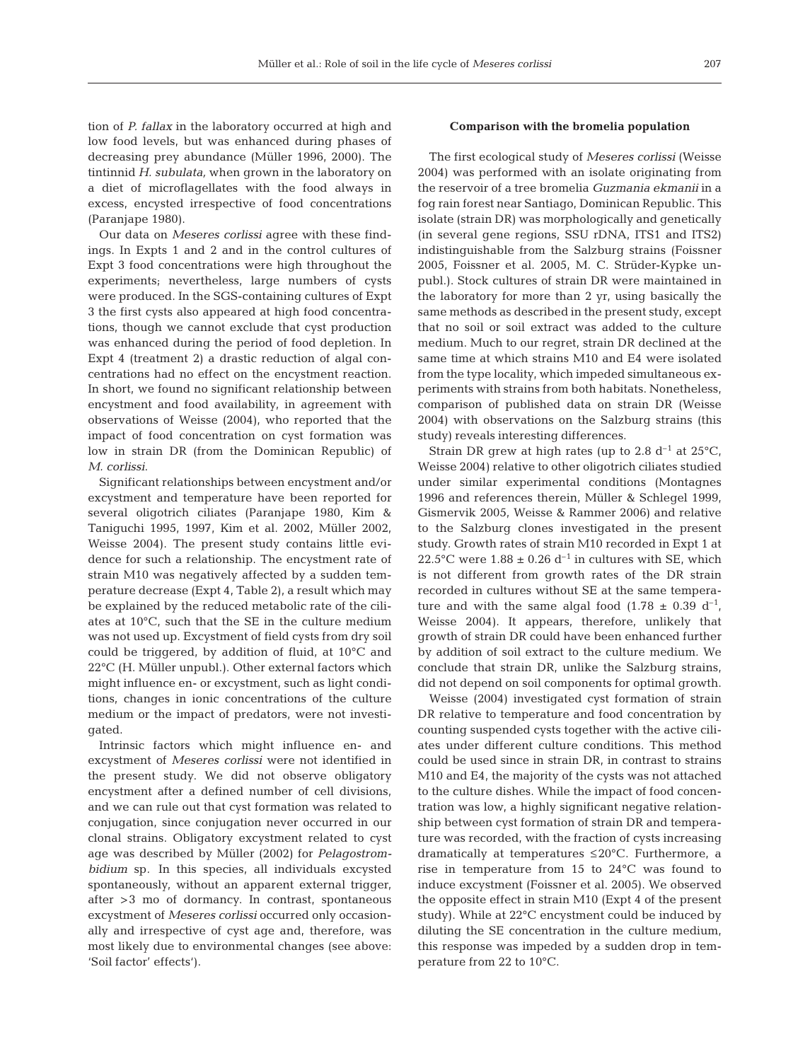tion of *P. fallax* in the laboratory occurred at high and low food levels, but was enhanced during phases of decreasing prey abundance (Müller 1996, 2000). The tintinnid *H. subulata,* when grown in the laboratory on a diet of microflagellates with the food always in excess, encysted irrespective of food concentrations (Paranjape 1980).

Our data on *Meseres corlissi* agree with these findings. In Expts 1 and 2 and in the control cultures of Expt 3 food concentrations were high throughout the experiments; nevertheless, large numbers of cysts were produced. In the SGS-containing cultures of Expt 3 the first cysts also appeared at high food concentrations, though we cannot exclude that cyst production was enhanced during the period of food depletion. In Expt 4 (treatment 2) a drastic reduction of algal concentrations had no effect on the encystment reaction. In short, we found no significant relationship between encystment and food availability, in agreement with observations of Weisse (2004), who reported that the impact of food concentration on cyst formation was low in strain DR (from the Dominican Republic) of *M. corlissi*.

Significant relationships between encystment and/or excystment and temperature have been reported for several oligotrich ciliates (Paranjape 1980, Kim & Taniguchi 1995, 1997, Kim et al. 2002, Müller 2002, Weisse 2004). The present study contains little evidence for such a relationship. The encystment rate of strain M10 was negatively affected by a sudden temperature decrease (Expt 4, Table 2), a result which may be explained by the reduced metabolic rate of the ciliates at 10°C, such that the SE in the culture medium was not used up. Excystment of field cysts from dry soil could be triggered, by addition of fluid, at 10°C and 22°C (H. Müller unpubl.). Other external factors which might influence en- or excystment, such as light conditions, changes in ionic concentrations of the culture medium or the impact of predators, were not investigated.

Intrinsic factors which might influence en- and excystment of *Meseres corlissi* were not identified in the present study. We did not observe obligatory encystment after a defined number of cell divisions, and we can rule out that cyst formation was related to conjugation, since conjugation never occurred in our clonal strains. Obligatory excystment related to cyst age was described by Müller (2002) for *Pelagostrombidium* sp. In this species, all individuals excysted spontaneously, without an apparent external trigger, after >3 mo of dormancy. In contrast, spontaneous excystment of *Meseres corlissi* occurred only occasionally and irrespective of cyst age and, therefore, was most likely due to environmental changes (see above: 'Soil factor' effects').

**Comparison with the bromelia population**

The first ecological study of *Meseres corlissi* (Weisse 2004) was performed with an isolate originating from the reservoir of a tree bromelia *Guzmania ekmanii* in a fog rain forest near Santiago, Dominican Republic. This isolate (strain DR) was morphologically and genetically (in several gene regions, SSU rDNA, ITS1 and ITS2) indistinguishable from the Salzburg strains (Foissner 2005, Foissner et al. 2005, M. C. Strüder-Kypke unpubl.). Stock cultures of strain DR were maintained in the laboratory for more than 2 yr, using basically the same methods as described in the present study, except that no soil or soil extract was added to the culture medium. Much to our regret, strain DR declined at the same time at which strains M10 and E4 were isolated from the type locality, which impeded simultaneous experiments with strains from both habitats. Nonetheless, comparison of published data on strain DR (Weisse 2004) with observations on the Salzburg strains (this study) reveals interesting differences.

Strain DR grew at high rates (up to 2.8 $d^{-1}$ at 25°C, Weisse 2004) relative to other oligotrich ciliates studied under similar experimental conditions (Montagnes 1996 and references therein, Müller & Schlegel 1999, Gismervik 2005, Weisse & Rammer 2006) and relative to the Salzburg clones investigated in the present study. Growth rates of strain M10 recorded in Expt 1 at 22.5°C were $1.88 \pm 0.26$ $d^{-1}$ in cultures with SE, which is not different from growth rates of the DR strain recorded in cultures without SE at the same temperature and with the same algal food ($1.78 \pm 0.39$ $d^{-1}$, Weisse 2004). It appears, therefore, unlikely that growth of strain DR could have been enhanced further by addition of soil extract to the culture medium. We conclude that strain DR, unlike the Salzburg strains, did not depend on soil components for optimal growth.

Weisse (2004) investigated cyst formation of strain DR relative to temperature and food concentration by counting suspended cysts together with the active ciliates under different culture conditions. This method could be used since in strain DR, in contrast to strains M10 and E4, the majority of the cysts was not attached to the culture dishes. While the impact of food concentration was low, a highly significant negative relationship between cyst formation of strain DR and temperature was recorded, with the fraction of cysts increasing dramatically at temperatures ≤20°C. Furthermore, a rise in temperature from 15 to 24°C was found to induce excystment (Foissner et al. 2005). We observed the opposite effect in strain M10 (Expt 4 of the present study). While at 22°C encystment could be induced by diluting the SE concentration in the culture medium, this response was impeded by a sudden drop in temperature from 22 to 10°C.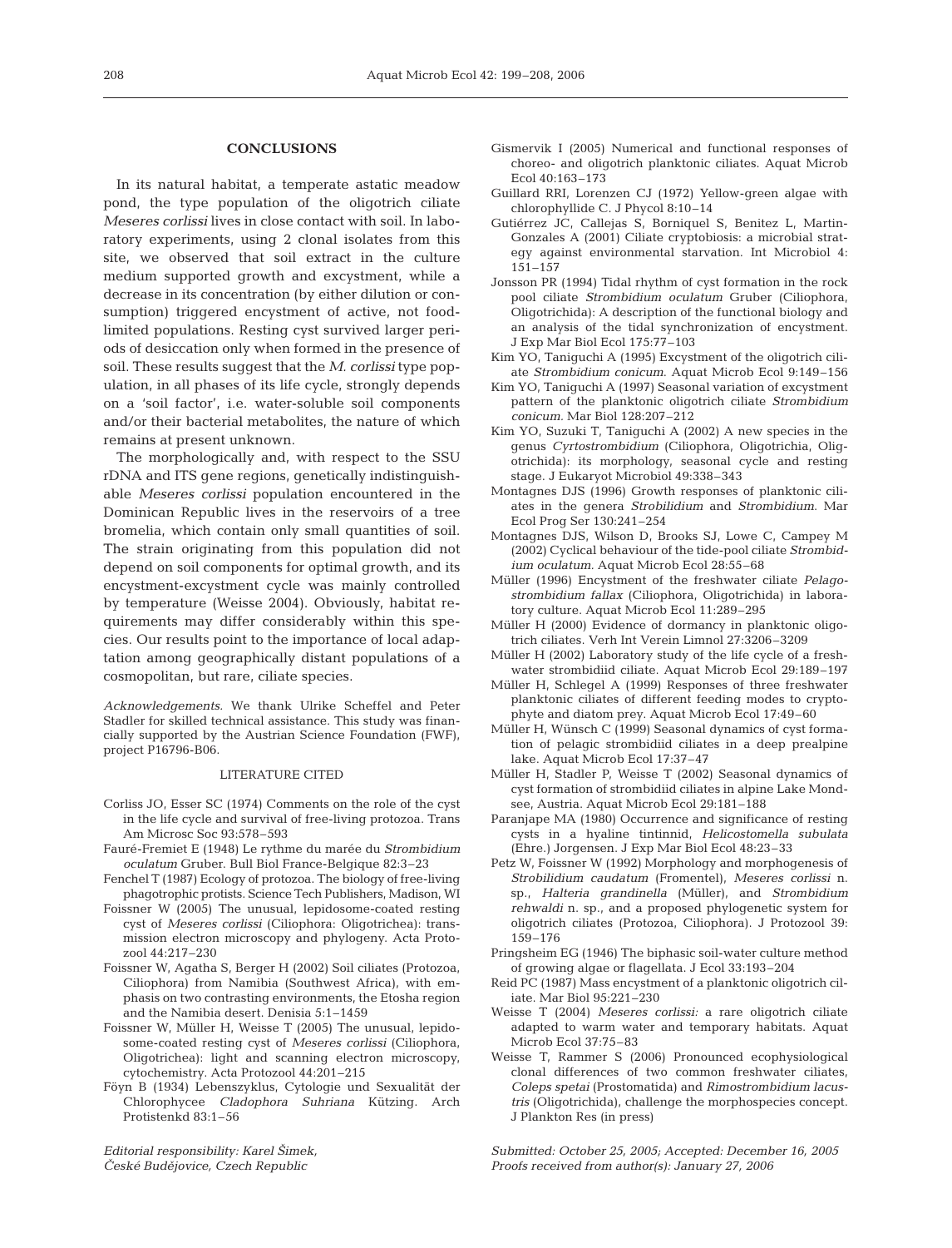## CONCLUSIONS

In its natural habitat, a temperate astatic meadow pond, the type population of the oligotrich ciliate *Meseres corlissi* lives in close contact with soil. In laboratory experiments, using 2 clonal isolates from this site, we observed that soil extract in the culture medium supported growth and excystment, while a decrease in its concentration (by either dilution or consumption) triggered encystment of active, not food-limited populations. Resting cyst survived larger periods of desiccation only when formed in the presence of soil. These results suggest that the *M. corlissi* type population, in all phases of its life cycle, strongly depends on a 'soil factor', i.e. water-soluble soil components and/or their bacterial metabolites, the nature of which remains at present unknown.

The morphologically and, with respect to the SSU rDNA and ITS gene regions, genetically indistinguishable *Meseres corlissi* population encountered in the Dominican Republic lives in the reservoirs of a tree bromelia, which contain only small quantities of soil. The strain originating from this population did not depend on soil components for optimal growth, and its encystment-excystment cycle was mainly controlled by temperature (Weisse 2004). Obviously, habitat requirements may differ considerably within this species. Our results point to the importance of local adaptation among geographically distant populations of a cosmopolitan, but rare, ciliate species.

*Acknowledgements.* We thank Ulrike Scheffel and Peter Stadler for skilled technical assistance. This study was financially supported by the Austrian Science Foundation (FWF), project P16796-B06.

## LITERATURE CITED

- Corliss JO, Esser SC (1974) Comments on the role of the cyst in the life cycle and survival of free-living protozoa. Trans Am Microsc Soc 93:578–593
- Fauré-Fremiet E (1948) Le rythme du marée du *Strombidium oculatum* Gruber. Bull Biol France-Belgique 82:3–23
- Fenchel T (1987) Ecology of protozoa. The biology of free-living phagotrophic protists. Science Tech Publishers, Madison, WI
- Foissner W (2005) The unusual, lepidosome-coated resting cyst of *Meseres corlissi* (Ciliophora: Oligotrichea): transmission electron microscopy and phylogeny. Acta Protozool 44:217–230
- Foissner W, Agatha S, Berger H (2002) Soil ciliates (Protozoa, Ciliophora) from Namibia (Southwest Africa), with emphasis on two contrasting environments, the Etosha region and the Namibia desert. Denisia 5:1–1459
- Foissner W, Müller H, Weisse T (2005) The unusual, lepidosome-coated resting cyst of *Meseres corlissi* (Ciliophora, Oligotrichea): light and scanning electron microscopy, cytochemistry. Acta Protozool 44:201–215
- Föyn B (1934) Lebenszyklus, Cytologie und Sexualität der Chlorophycee *Cladophora Suhriana* Kützing. Arch Protistenkd 83:1–56
- Gismervik I (2005) Numerical and functional responses of choreo- and oligotrich planktonic ciliates. Aquat Microb Ecol 40:163–173
- Guillard RRI, Lorenzen CJ (1972) Yellow-green algae with chlorophyllide C. J Phycol 8:10–14
- Gutiérrez JC, Callejas S, Borniquel S, Benitez L, Martin-Gonzales A (2001) Ciliate cryptobiosis: a microbial strategy against environmental starvation. Int Microbiol 4: 151–157
- Jonsson PR (1994) Tidal rhythm of cyst formation in the rock pool ciliate *Strombidium oculatum* Gruber (Ciliophora, Oligotrichida): A description of the functional biology and an analysis of the tidal synchronization of encystment. J Exp Mar Biol Ecol 175:77–103
- Kim YO, Taniguchi A (1995) Excystment of the oligotrich ciliate *Strombidium conicum*. Aquat Microb Ecol 9:149–156
- Kim YO, Taniguchi A (1997) Seasonal variation of excystment pattern of the planktonic oligotrich ciliate *Strombidium conicum*. Mar Biol 128:207–212
- Kim YO, Suzuki T, Taniguchi A (2002) A new species in the genus *Cyrtostrombidium* (Ciliophora, Oligotrichia, Oligotrichida): its morphology, seasonal cycle and resting stage. J Eukaryot Microbiol 49:338–343
- Montagnes DJS (1996) Growth responses of planktonic ciliates in the genera *Strobilidium* and *Strombidium*. Mar Ecol Prog Ser 130:241–254
- Montagnes DJS, Wilson D, Brooks SJ, Lowe C, Campey M (2002) Cyclical behaviour of the tide-pool ciliate *Strombidium oculatum*. Aquat Microb Ecol 28:55–68
- Müller (1996) Encystment of the freshwater ciliate *Pelagostrombidium fallax* (Ciliophora, Oligotrichida) in laboratory culture. Aquat Microb Ecol 11:289–295
- Müller H (2000) Evidence of dormancy in planktonic oligotrich ciliates. Verh Int Verein Limnol 27:3206–3209
- Müller H (2002) Laboratory study of the life cycle of a freshwater strombidiid ciliate. Aquat Microb Ecol 29:189–197
- Müller H, Schlegel A (1999) Responses of three freshwater planktonic ciliates of different feeding modes to cryptophyte and diatom prey. Aquat Microb Ecol 17:49–60
- Müller H, Wünsch C (1999) Seasonal dynamics of cyst formation of pelagic strombidiid ciliates in a deep prealpine lake. Aquat Microb Ecol 17:37–47
- Müller H, Stadler P, Weisse T (2002) Seasonal dynamics of cyst formation of strombidiid ciliates in alpine Lake Mondsee, Austria. Aquat Microb Ecol 29:181–188
- Paranjape MA (1980) Occurrence and significance of resting cysts in a hyaline tintinnid, *Helicostomella subulata* (Ehre.) Jorgensen. J Exp Mar Biol Ecol 48:23–33
- Petz W, Foissner W (1992) Morphology and morphogenesis of *Strobilidium caudatum* (Fromentel), *Meseres corlissi* n. sp., *Halteria grandinella* (Müller), and *Strombidium rehwaldi* n. sp., and a proposed phylogenetic system for oligotrich ciliates (Protozoa, Ciliophora). J Protozool 39: 159–176
- Pringsheim EG (1946) The biphasic soil-water culture method of growing algae or flagellata. J Ecol 33:193–204
- Reid PC (1987) Mass encystment of a planktonic oligotrich ciliate. Mar Biol 95:221–230
- Weisse T (2004) *Meseres corlissi:* a rare oligotrich ciliate adapted to warm water and temporary habitats. Aquat Microb Ecol 37:75–83
- Weisse T, Rammer S (2006) Pronounced ecophysiological clonal differences of two common freshwater ciliates, *Coleps spetai* (Prostomatida) and *Rimostrombidium lacustris* (Oligotrichida), challenge the morphospecies concept. J Plankton Res (in press)

*Editorial responsibility: Karel Šimek, České Budějovice, Czech Republic*

*Submitted: October 25, 2005; Accepted: December 16, 2005*
*Proofs received from author(s): January 27, 2006*